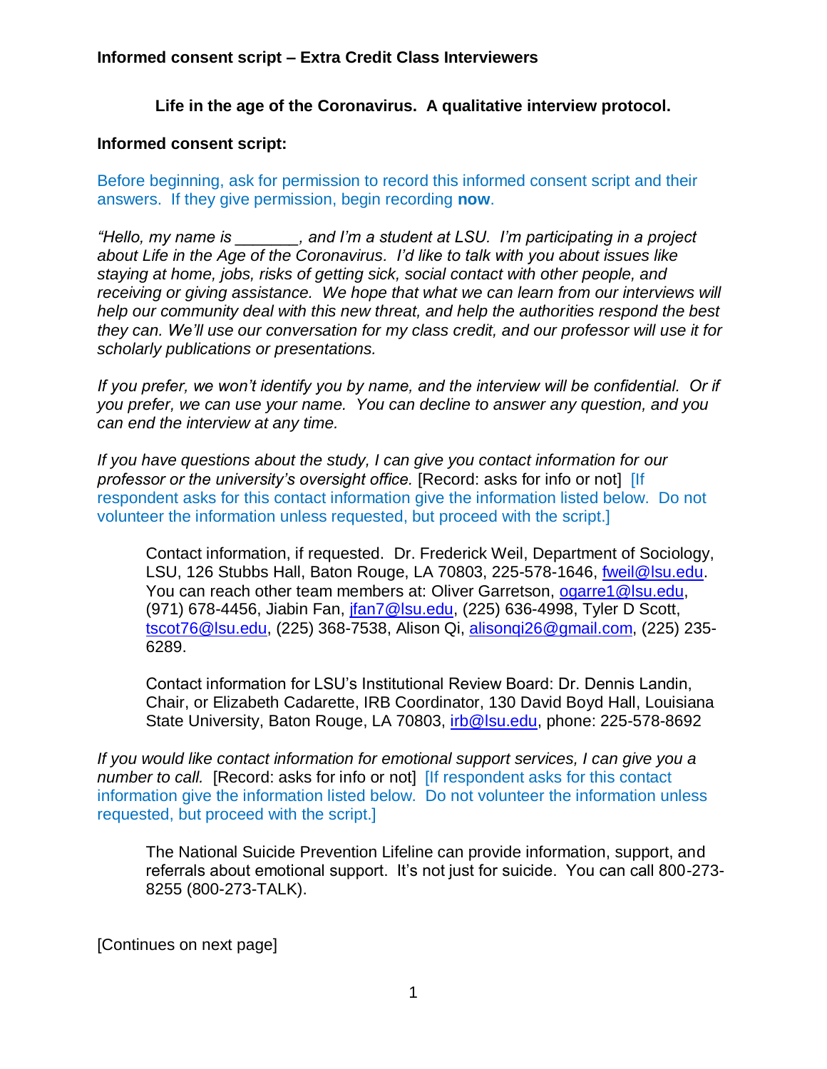**Informed consent script – Extra Credit Class Interviewers**

## Life in the age of the Coronavirus. A qualitative interview protocol.

**Informed consent script:**

Before beginning, ask for permission to record this informed consent script and their answers. If they give permission, begin recording **now**.

*"Hello, my name is _______, and I'm a student at LSU. I'm participating in a project about Life in the Age of the Coronavirus. I'd like to talk with you about issues like staying at home, jobs, risks of getting sick, social contact with other people, and receiving or giving assistance. We hope that what we can learn from our interviews will help our community deal with this new threat, and help the authorities respond the best they can. We'll use our conversation for my class credit, and our professor will use it for scholarly publications or presentations.*

*If you prefer, we won't identify you by name, and the interview will be confidential. Or if you prefer, we can use your name. You can decline to answer any question, and you can end the interview at any time.*

*If you have questions about the study, I can give you contact information for our professor or the university's oversight office.* [Record: asks for info or not] [If respondent asks for this contact information give the information listed below. Do not volunteer the information unless requested, but proceed with the script.]

> Contact information, if requested. Dr. Frederick Weil, Department of Sociology, LSU, 126 Stubbs Hall, Baton Rouge, LA 70803, 225-578-1646, fweil@lsu.edu. You can reach other team members at: Oliver Garretson, ogarre1@lsu.edu, (971) 678-4456, Jiabin Fan, jfan7@lsu.edu, (225) 636-4998, Tyler D Scott, tscot76@lsu.edu, (225) 368-7538, Alison Qi, alisonqi26@gmail.com, (225) 235-6289.
>
> Contact information for LSU's Institutional Review Board: Dr. Dennis Landin, Chair, or Elizabeth Cadarette, IRB Coordinator, 130 David Boyd Hall, Louisiana State University, Baton Rouge, LA 70803, irb@lsu.edu, phone: 225-578-8692

*If you would like contact information for emotional support services, I can give you a number to call.* [Record: asks for info or not] [If respondent asks for this contact information give the information listed below. Do not volunteer the information unless requested, but proceed with the script.]

> The National Suicide Prevention Lifeline can provide information, support, and referrals about emotional support. It's not just for suicide. You can call 800-273-8255 (800-273-TALK).

[Continues on next page]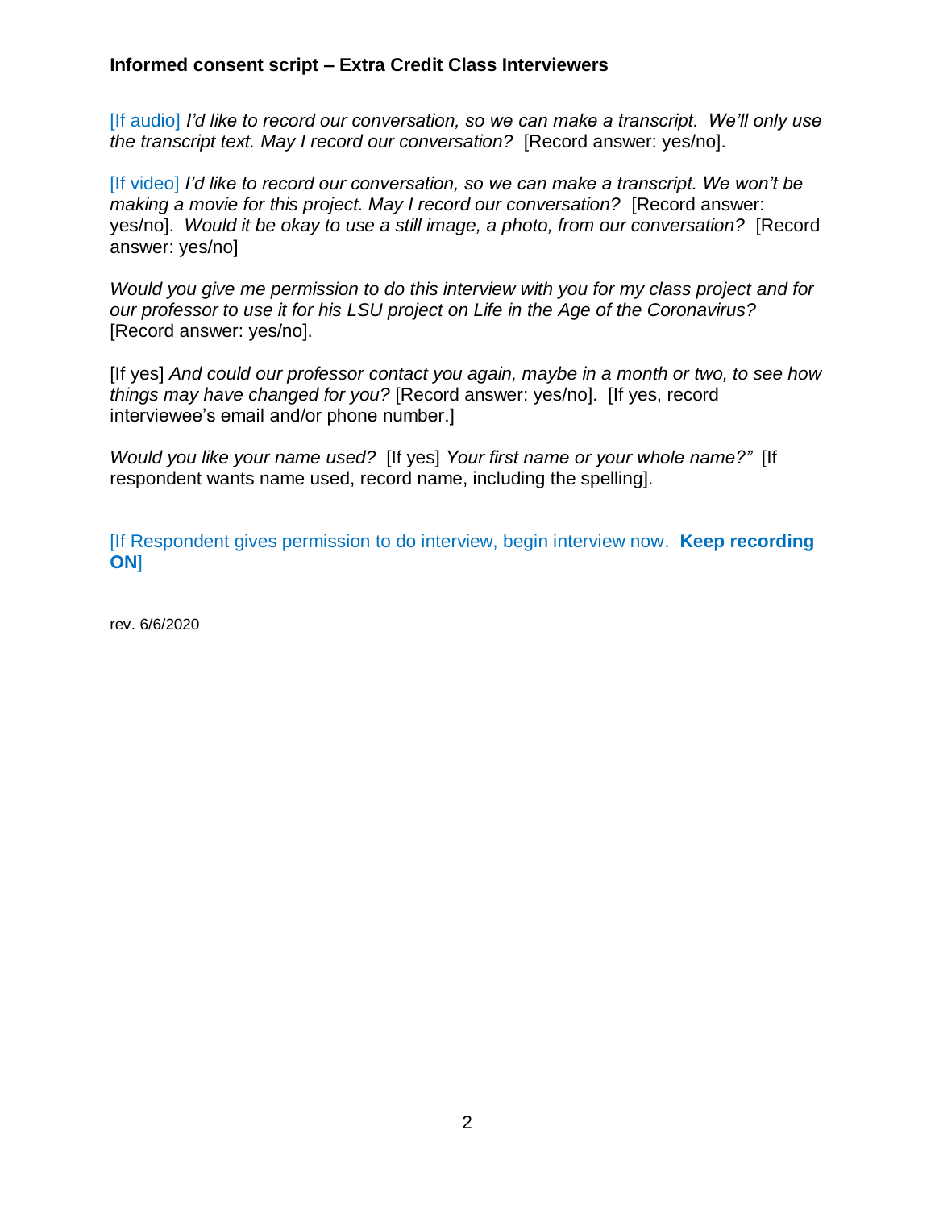**Informed consent script – Extra Credit Class Interviewers**

[If audio] *I'd like to record our conversation, so we can make a transcript. We'll only use the transcript text. May I record our conversation?* [Record answer: yes/no].

[If video] *I'd like to record our conversation, so we can make a transcript. We won't be making a movie for this project. May I record our conversation?* [Record answer: yes/no]. *Would it be okay to use a still image, a photo, from our conversation?* [Record answer: yes/no]

*Would you give me permission to do this interview with you for my class project and for our professor to use it for his LSU project on Life in the Age of the Coronavirus?* [Record answer: yes/no].

[If yes] *And could our professor contact you again, maybe in a month or two, to see how things may have changed for you?* [Record answer: yes/no]. [If yes, record interviewee's email and/or phone number.]

*Would you like your name used?* [If yes] *Your first name or your whole name?"* [If respondent wants name used, record name, including the spelling].

[If Respondent gives permission to do interview, begin interview now. **Keep recording ON**]

rev. 6/6/2020